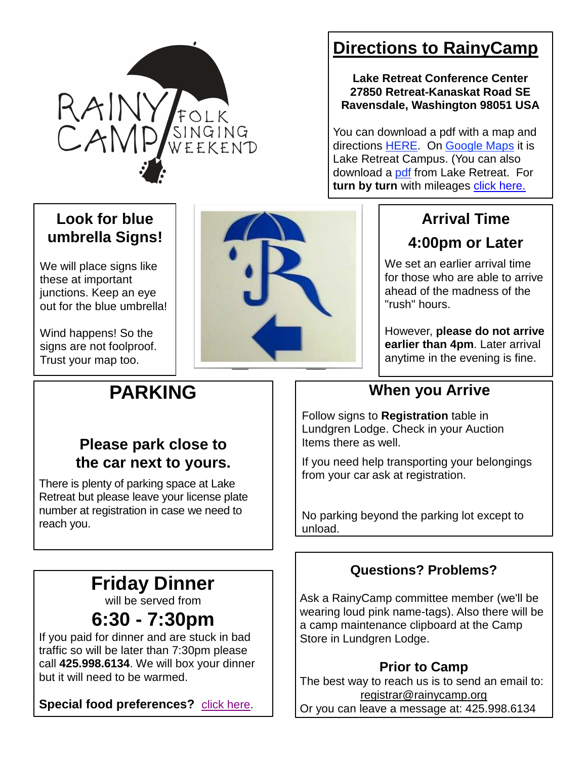RAINY CAMP FOLK SINGING WEEKEND

## Directions to RainyCamp

**Lake Retreat Conference Center**
**27850 Retreat-Kanaskat Road SE**
**Ravensdale, Washington 98051 USA**

You can download a pdf with a map and directions HERE. On Google Maps it is Lake Retreat Campus. (You can also download a pdf from Lake Retreat. For **turn by turn** with mileages click here.

### Look for blue umbrella Signs!

We will place signs like these at important junctions. Keep an eye out for the blue umbrella!

Wind happens! So the signs are not foolproof. Trust your map too.

### Arrival Time

### 4:00pm or Later

We set an earlier arrival time for those who are able to arrive ahead of the madness of the "rush" hours.

However, **please do not arrive earlier than 4pm**. Later arrival anytime in the evening is fine.

## PARKING

### Please park close to the car next to yours.

There is plenty of parking space at Lake Retreat but please leave your license plate number at registration in case we need to reach you.

### When you Arrive

Follow signs to **Registration** table in Lundgren Lodge. Check in your Auction Items there as well.

If you need help transporting your belongings from your car ask at registration.

No parking beyond the parking lot except to unload.

## Friday Dinner

will be served from

## 6:30 - 7:30pm

If you paid for dinner and are stuck in bad traffic so will be later than 7:30pm please call **425.998.6134**. We will box your dinner but it will need to be warmed.

**Special food preferences?** click here.

### Questions? Problems?

Ask a RainyCamp committee member (we'll be wearing loud pink name-tags). Also there will be a camp maintenance clipboard at the Camp Store in Lundgren Lodge.

### Prior to Camp

The best way to reach us is to send an email to: registrar@rainycamp.org
Or you can leave a message at: 425.998.6134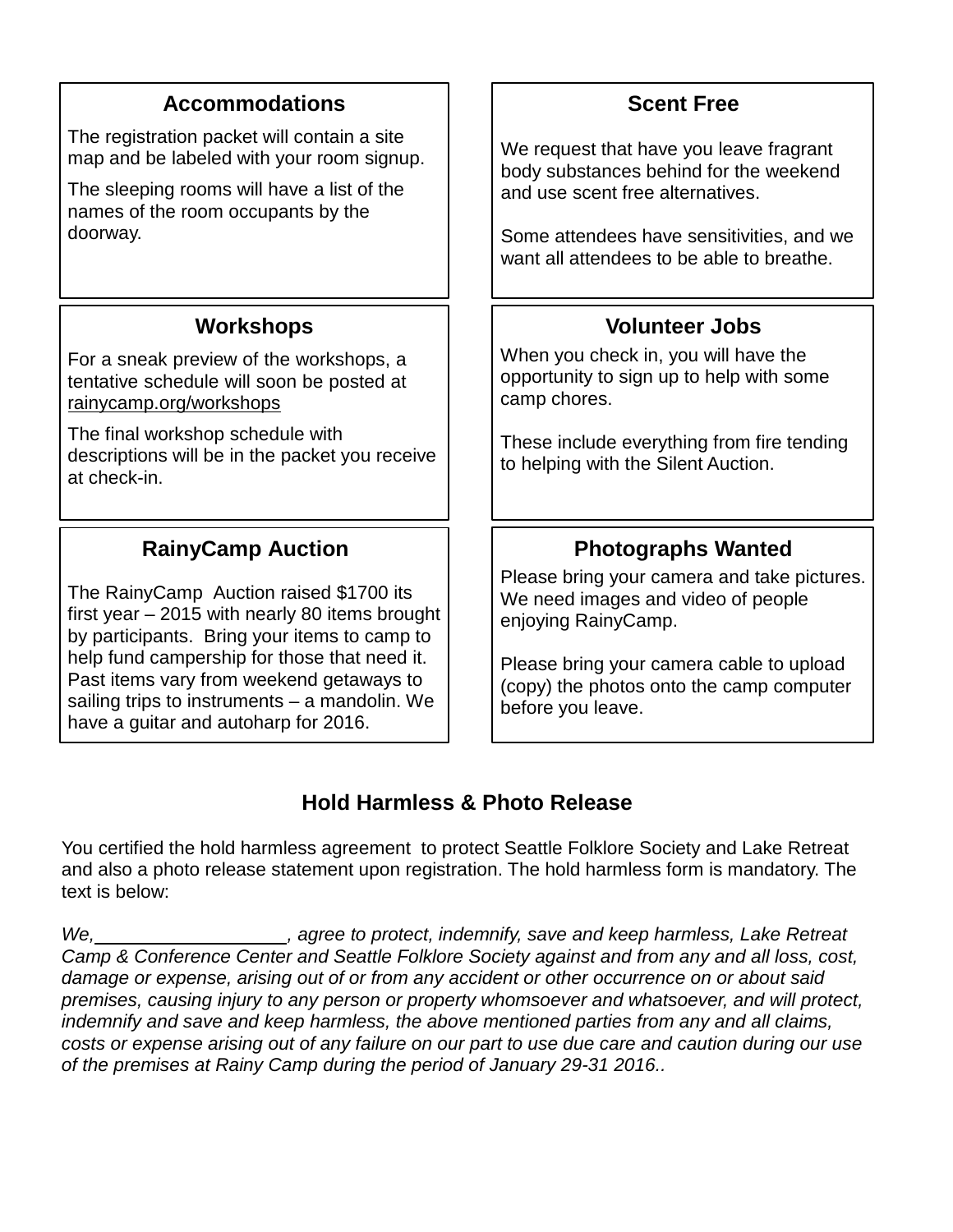## Accommodations

The registration packet will contain a site map and be labeled with your room signup.

The sleeping rooms will have a list of the names of the room occupants by the doorway.

## Scent Free

We request that have you leave fragrant body substances behind for the weekend and use scent free alternatives.

Some attendees have sensitivities, and we want all attendees to be able to breathe.

## Workshops

For a sneak preview of the workshops, a tentative schedule will soon be posted at rainycamp.org/workshops

The final workshop schedule with descriptions will be in the packet you receive at check-in.

## Volunteer Jobs

When you check in, you will have the opportunity to sign up to help with some camp chores.

These include everything from fire tending to helping with the Silent Auction.

## RainyCamp Auction

The RainyCamp Auction raised $1700 its first year – 2015 with nearly 80 items brought by participants. Bring your items to camp to help fund campership for those that need it. Past items vary from weekend getaways to sailing trips to instruments – a mandolin. We have a guitar and autoharp for 2016.

## Photographs Wanted

Please bring your camera and take pictures. We need images and video of people enjoying RainyCamp.

Please bring your camera cable to upload (copy) the photos onto the camp computer before you leave.

## Hold Harmless & Photo Release

You certified the hold harmless agreement to protect Seattle Folklore Society and Lake Retreat and also a photo release statement upon registration. The hold harmless form is mandatory. The text is below:

*We,\_\_\_\_\_\_\_\_\_\_\_\_\_\_\_\_\_\_\_, agree to protect, indemnify, save and keep harmless, Lake Retreat Camp & Conference Center and Seattle Folklore Society against and from any and all loss, cost, damage or expense, arising out of or from any accident or other occurrence on or about said premises, causing injury to any person or property whomsoever and whatsoever, and will protect, indemnify and save and keep harmless, the above mentioned parties from any and all claims, costs or expense arising out of any failure on our part to use due care and caution during our use of the premises at Rainy Camp during the period of January 29-31 2016..*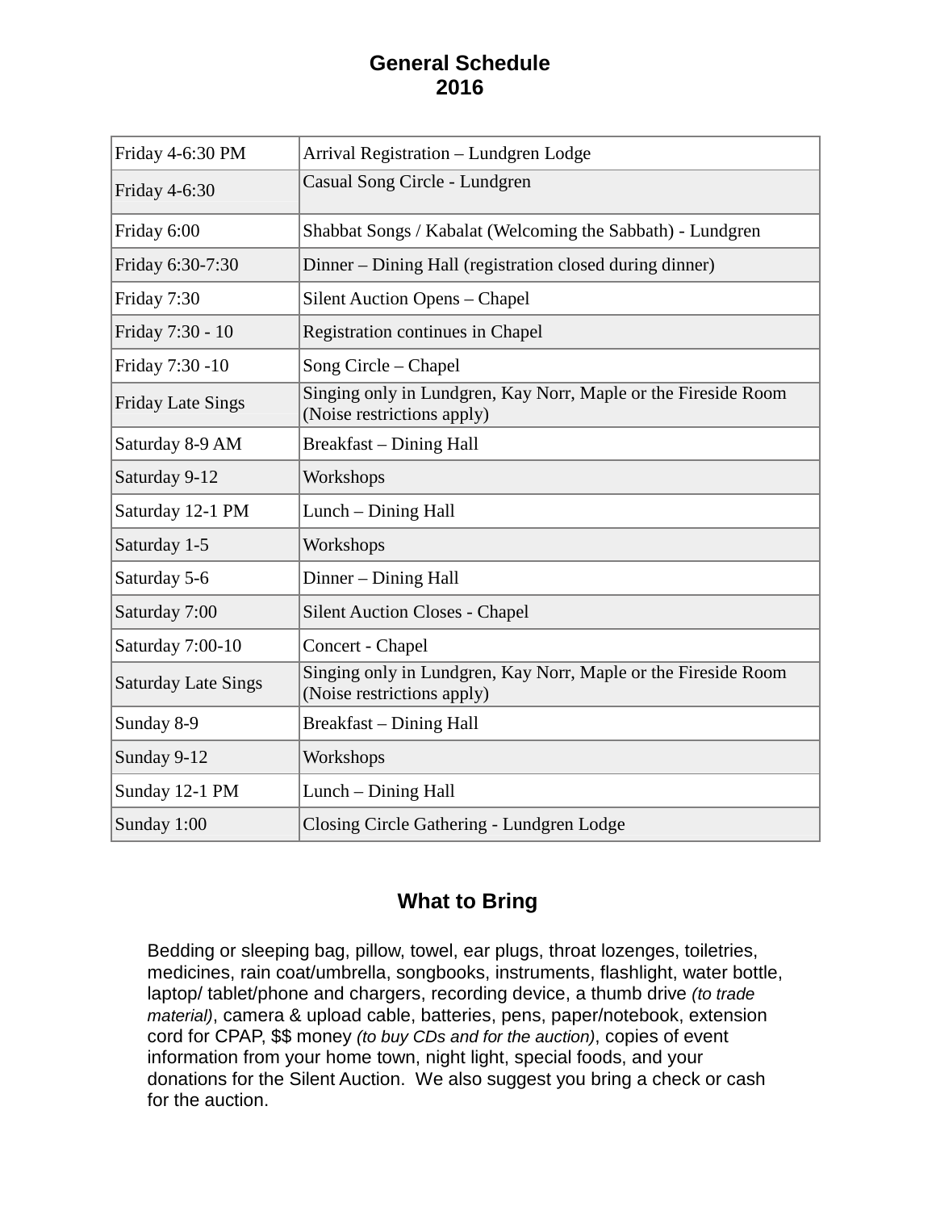# General Schedule
# 2016

| | |
|---|---|
| Friday 4-6:30 PM | Arrival Registration – Lundgren Lodge |
| Friday 4-6:30 | Casual Song Circle - Lundgren |
| Friday 6:00 | Shabbat Songs / Kabalat (Welcoming the Sabbath) - Lundgren |
| Friday 6:30-7:30 | Dinner – Dining Hall (registration closed during dinner) |
| Friday 7:30 | Silent Auction Opens – Chapel |
| Friday 7:30 - 10 | Registration continues in Chapel |
| Friday 7:30 -10 | Song Circle – Chapel |
| Friday Late Sings | Singing only in Lundgren, Kay Norr, Maple or the Fireside Room (Noise restrictions apply) |
| Saturday 8-9 AM | Breakfast – Dining Hall |
| Saturday 9-12 | Workshops |
| Saturday 12-1 PM | Lunch – Dining Hall |
| Saturday 1-5 | Workshops |
| Saturday 5-6 | Dinner – Dining Hall |
| Saturday 7:00 | Silent Auction Closes - Chapel |
| Saturday 7:00-10 | Concert - Chapel |
| Saturday Late Sings | Singing only in Lundgren, Kay Norr, Maple or the Fireside Room (Noise restrictions apply) |
| Sunday 8-9 | Breakfast – Dining Hall |
| Sunday 9-12 | Workshops |
| Sunday 12-1 PM | Lunch – Dining Hall |
| Sunday 1:00 | Closing Circle Gathering - Lundgren Lodge |

## What to Bring

Bedding or sleeping bag, pillow, towel, ear plugs, throat lozenges, toiletries, medicines, rain coat/umbrella, songbooks, instruments, flashlight, water bottle, laptop/ tablet/phone and chargers, recording device, a thumb drive *(to trade material)*, camera & upload cable, batteries, pens, paper/notebook, extension cord for CPAP, $$ money *(to buy CDs and for the auction)*, copies of event information from your home town, night light, special foods, and your donations for the Silent Auction. We also suggest you bring a check or cash for the auction.